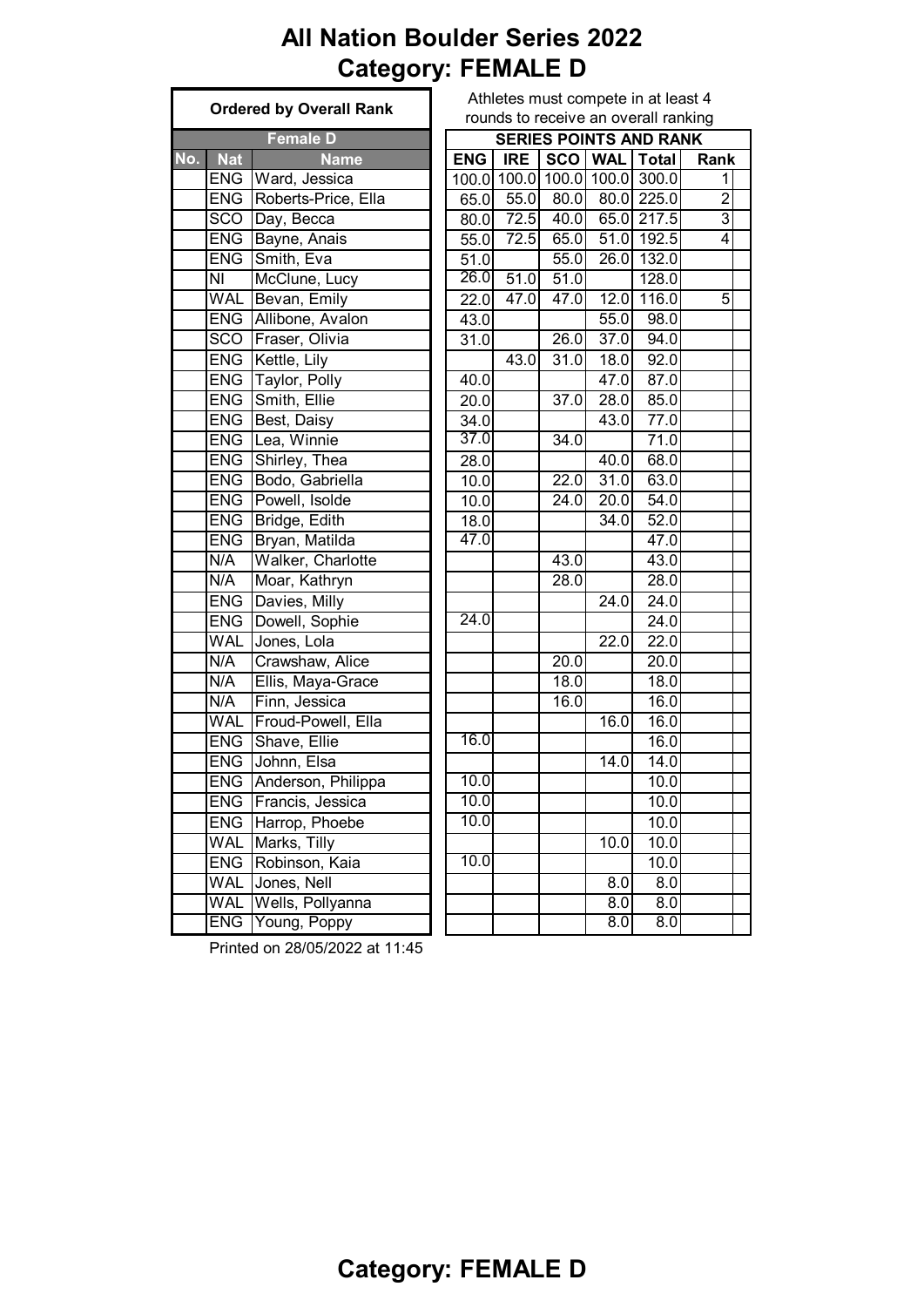# All Nation Boulder Series 2022
## Category: FEMALE D

Athletes must compete in at least 4 rounds to receive an overall ranking

| Ordered by Overall Rank | | | SERIES POINTS AND RANK | | | | | |
|---|---|---|---|---|---|---|---|---|
| Female D | | | | | | | | |
| No. | Nat | Name | ENG | IRE | SCO | WAL | Total | Rank |
| | ENG | Ward, Jessica | 100.0 | 100.0 | 100.0 | 100.0 | 300.0 | 1 |
| | ENG | Roberts-Price, Ella | 65.0 | 55.0 | 80.0 | 80.0 | 225.0 | 2 |
| | SCO | Day, Becca | 80.0 | 72.5 | 40.0 | 65.0 | 217.5 | 3 |
| | ENG | Bayne, Anais | 55.0 | 72.5 | 65.0 | 51.0 | 192.5 | 4 |
| | ENG | Smith, Eva | 51.0 | | 55.0 | 26.0 | 132.0 | |
| | NI | McClune, Lucy | 26.0 | 51.0 | 51.0 | | 128.0 | |
| | WAL | Bevan, Emily | 22.0 | 47.0 | 47.0 | 12.0 | 116.0 | 5 |
| | ENG | Allibone, Avalon | 43.0 | | | 55.0 | 98.0 | |
| | SCO | Fraser, Olivia | 31.0 | | 26.0 | 37.0 | 94.0 | |
| | ENG | Kettle, Lily | | 43.0 | 31.0 | 18.0 | 92.0 | |
| | ENG | Taylor, Polly | 40.0 | | | 47.0 | 87.0 | |
| | ENG | Smith, Ellie | 20.0 | | 37.0 | 28.0 | 85.0 | |
| | ENG | Best, Daisy | 34.0 | | | 43.0 | 77.0 | |
| | ENG | Lea, Winnie | 37.0 | | 34.0 | | 71.0 | |
| | ENG | Shirley, Thea | 28.0 | | | 40.0 | 68.0 | |
| | ENG | Bodo, Gabriella | 10.0 | | 22.0 | 31.0 | 63.0 | |
| | ENG | Powell, Isolde | 10.0 | | 24.0 | 20.0 | 54.0 | |
| | ENG | Bridge, Edith | 18.0 | | | 34.0 | 52.0 | |
| | ENG | Bryan, Matilda | 47.0 | | | | 47.0 | |
| | N/A | Walker, Charlotte | | | 43.0 | | 43.0 | |
| | N/A | Moar, Kathryn | | | 28.0 | | 28.0 | |
| | ENG | Davies, Milly | | | | 24.0 | 24.0 | |
| | ENG | Dowell, Sophie | 24.0 | | | | 24.0 | |
| | WAL | Jones, Lola | | | | 22.0 | 22.0 | |
| | N/A | Crawshaw, Alice | | | 20.0 | | 20.0 | |
| | N/A | Ellis, Maya-Grace | | | 18.0 | | 18.0 | |
| | N/A | Finn, Jessica | | | 16.0 | | 16.0 | |
| | WAL | Froud-Powell, Ella | | | | 16.0 | 16.0 | |
| | ENG | Shave, Ellie | 16.0 | | | | 16.0 | |
| | ENG | Johnn, Elsa | | | | 14.0 | 14.0 | |
| | ENG | Anderson, Philippa | 10.0 | | | | 10.0 | |
| | ENG | Francis, Jessica | 10.0 | | | | 10.0 | |
| | ENG | Harrop, Phoebe | 10.0 | | | | 10.0 | |
| | WAL | Marks, Tilly | | | | 10.0 | 10.0 | |
| | ENG | Robinson, Kaia | 10.0 | | | | 10.0 | |
| | WAL | Jones, Nell | | | | 8.0 | 8.0 | |
| | WAL | Wells, Pollyanna | | | | 8.0 | 8.0 | |
| | ENG | Young, Poppy | | | | 8.0 | 8.0 | |

Printed on 28/05/2022 at 11:45

## Category: FEMALE D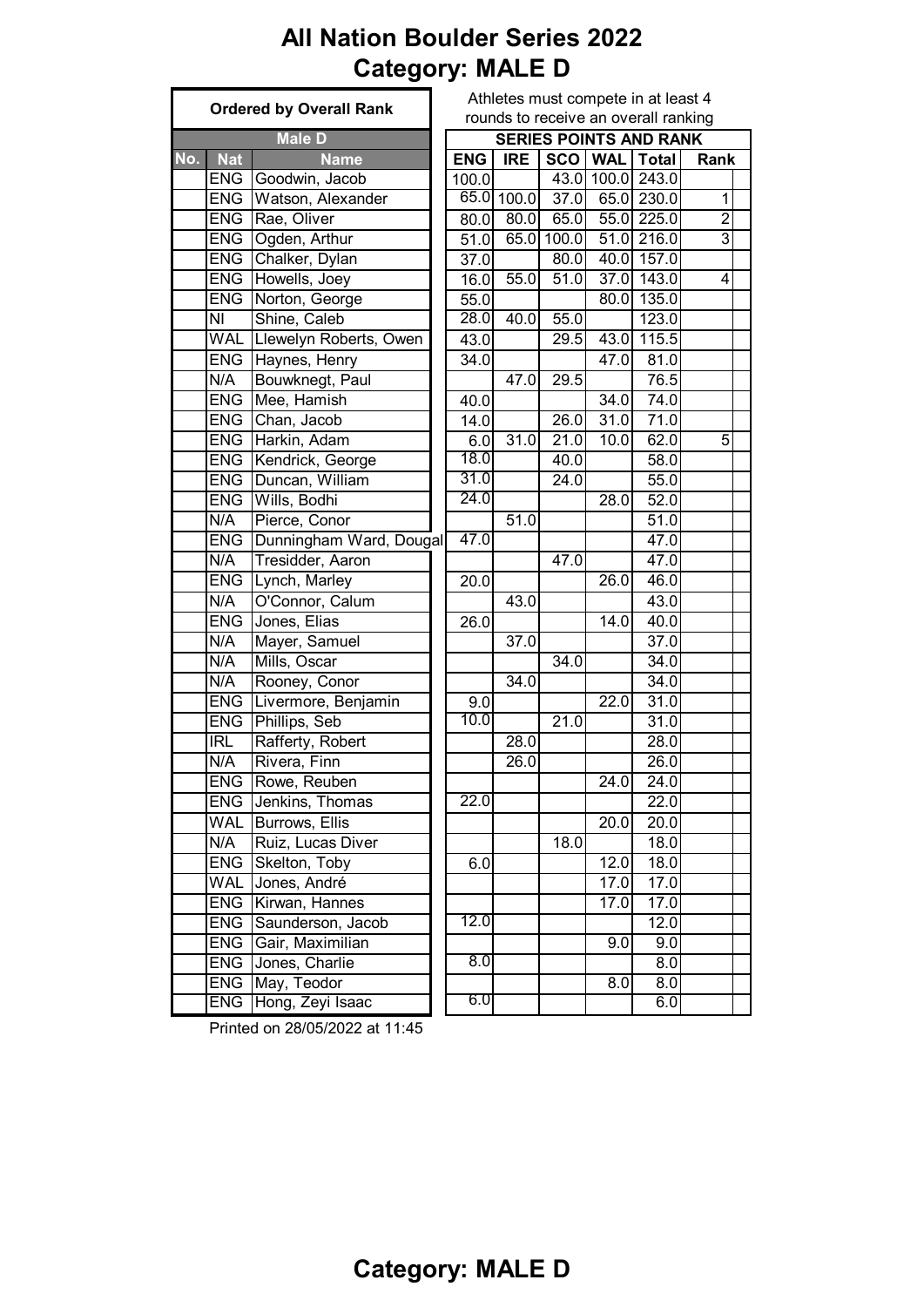# All Nation Boulder Series 2022
## Category: MALE D

Athletes must compete in at least 4 rounds to receive an overall ranking

| Ordered by Overall Rank | | | SERIES POINTS AND RANK | | | | | |
|---|---|---|---|---|---|---|---|---|
| Male D | | | | | | | | |
| No. | Nat | Name | ENG | IRE | SCO | WAL | Total | Rank |
| | ENG | Goodwin, Jacob | 100.0 | | 43.0 | 100.0 | 243.0 | |
| | ENG | Watson, Alexander | 65.0 | 100.0 | 37.0 | 65.0 | 230.0 | 1 |
| | ENG | Rae, Oliver | 80.0 | 80.0 | 65.0 | 55.0 | 225.0 | 2 |
| | ENG | Ogden, Arthur | 51.0 | 65.0 | 100.0 | 51.0 | 216.0 | 3 |
| | ENG | Chalker, Dylan | 37.0 | | 80.0 | 40.0 | 157.0 | |
| | ENG | Howells, Joey | 16.0 | 55.0 | 51.0 | 37.0 | 143.0 | 4 |
| | ENG | Norton, George | 55.0 | | | 80.0 | 135.0 | |
| | NI | Shine, Caleb | 28.0 | 40.0 | 55.0 | | 123.0 | |
| | WAL | Llewelyn Roberts, Owen | 43.0 | | 29.5 | 43.0 | 115.5 | |
| | ENG | Haynes, Henry | 34.0 | | | 47.0 | 81.0 | |
| | N/A | Bouwknegt, Paul | | 47.0 | 29.5 | | 76.5 | |
| | ENG | Mee, Hamish | 40.0 | | | 34.0 | 74.0 | |
| | ENG | Chan, Jacob | 14.0 | | 26.0 | 31.0 | 71.0 | |
| | ENG | Harkin, Adam | 6.0 | 31.0 | 21.0 | 10.0 | 62.0 | 5 |
| | ENG | Kendrick, George | 18.0 | | 40.0 | | 58.0 | |
| | ENG | Duncan, William | 31.0 | | 24.0 | | 55.0 | |
| | ENG | Wills, Bodhi | 24.0 | | | 28.0 | 52.0 | |
| | N/A | Pierce, Conor | | 51.0 | | | 51.0 | |
| | ENG | Dunningham Ward, Dougal | 47.0 | | | | 47.0 | |
| | N/A | Tresidder, Aaron | | | 47.0 | | 47.0 | |
| | ENG | Lynch, Marley | 20.0 | | | 26.0 | 46.0 | |
| | N/A | O'Connor, Calum | | 43.0 | | | 43.0 | |
| | ENG | Jones, Elias | 26.0 | | | 14.0 | 40.0 | |
| | N/A | Mayer, Samuel | | 37.0 | | | 37.0 | |
| | N/A | Mills, Oscar | | | 34.0 | | 34.0 | |
| | N/A | Rooney, Conor | | 34.0 | | | 34.0 | |
| | ENG | Livermore, Benjamin | 9.0 | | | 22.0 | 31.0 | |
| | ENG | Phillips, Seb | 10.0 | | 21.0 | | 31.0 | |
| | IRL | Rafferty, Robert | | 28.0 | | | 28.0 | |
| | N/A | Rivera, Finn | | 26.0 | | | 26.0 | |
| | ENG | Rowe, Reuben | | | | 24.0 | 24.0 | |
| | ENG | Jenkins, Thomas | 22.0 | | | | 22.0 | |
| | WAL | Burrows, Ellis | | | | 20.0 | 20.0 | |
| | N/A | Ruiz, Lucas Diver | | | 18.0 | | 18.0 | |
| | ENG | Skelton, Toby | 6.0 | | | 12.0 | 18.0 | |
| | WAL | Jones, André | | | | 17.0 | 17.0 | |
| | ENG | Kirwan, Hannes | | | | 17.0 | 17.0 | |
| | ENG | Saunderson, Jacob | 12.0 | | | | 12.0 | |
| | ENG | Gair, Maximilian | | | | 9.0 | 9.0 | |
| | ENG | Jones, Charlie | 8.0 | | | | 8.0 | |
| | ENG | May, Teodor | | | | 8.0 | 8.0 | |
| | ENG | Hong, Zeyi Isaac | 6.0 | | | | 6.0 | |

Printed on 28/05/2022 at 11:45

## Category: MALE D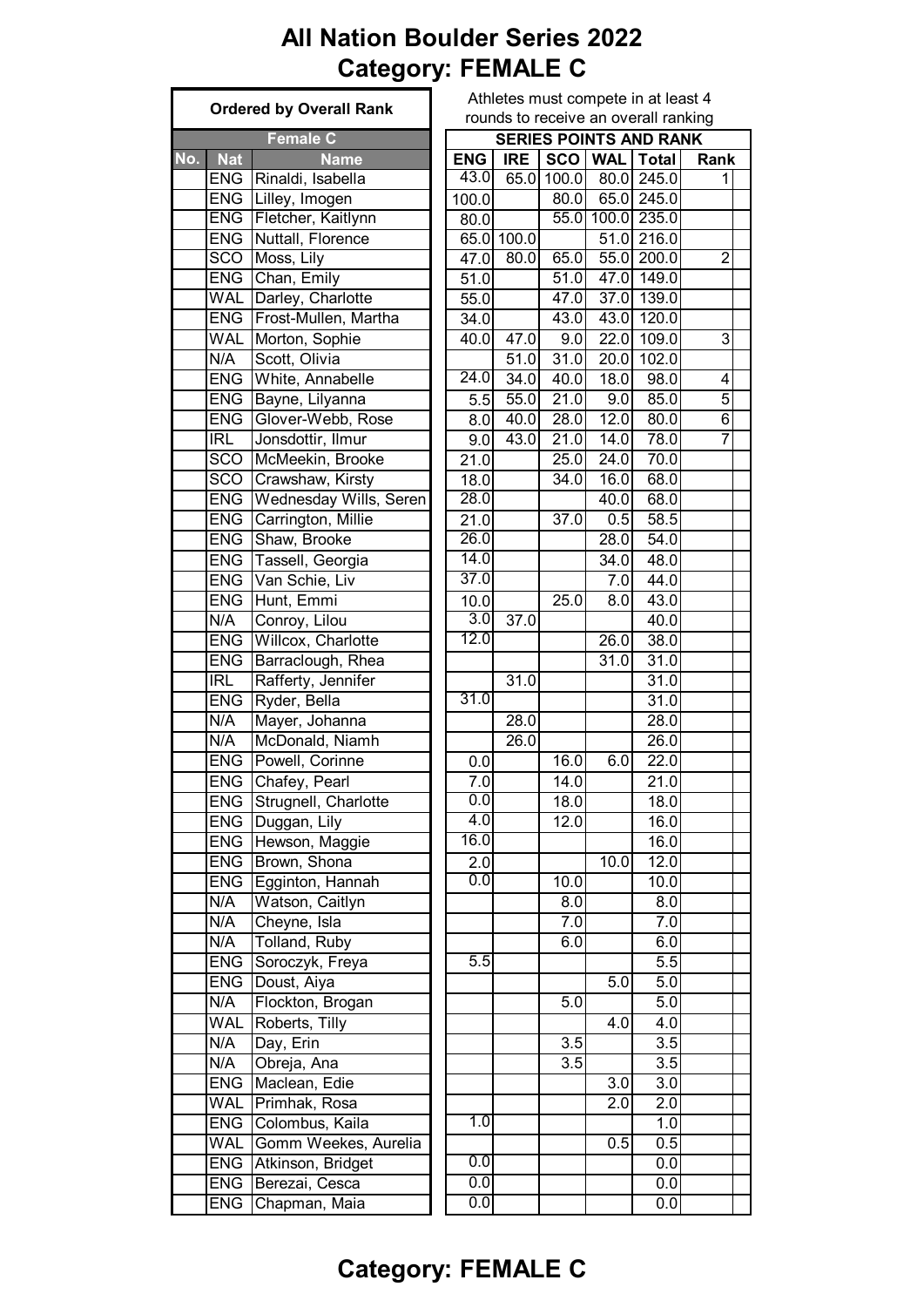# All Nation Boulder Series 2022
# Category: FEMALE C

**Ordered by Overall Rank**

Athletes must compete in at least 4 rounds to receive an overall ranking

| Female C | | | SERIES POINTS AND RANK | | | | | | |
|---|---|---|---|---|---|---|---|---|---|
| No. | Nat | Name | ENG | IRE | SCO | WAL | Total | Rank | |
| | ENG | Rinaldi, Isabella | 43.0 | 65.0 | 100.0 | 80.0 | 245.0 | 1 | |
| | ENG | Lilley, Imogen | 100.0 | | 80.0 | 65.0 | 245.0 | | |
| | ENG | Fletcher, Kaitlynn | 80.0 | | 55.0 | 100.0 | 235.0 | | |
| | ENG | Nuttall, Florence | 65.0 | 100.0 | | 51.0 | 216.0 | | |
| | SCO | Moss, Lily | 47.0 | 80.0 | 65.0 | 55.0 | 200.0 | 2 | |
| | ENG | Chan, Emily | 51.0 | | 51.0 | 47.0 | 149.0 | | |
| | WAL | Darley, Charlotte | 55.0 | | 47.0 | 37.0 | 139.0 | | |
| | ENG | Frost-Mullen, Martha | 34.0 | | 43.0 | 43.0 | 120.0 | | |
| | WAL | Morton, Sophie | 40.0 | 47.0 | 9.0 | 22.0 | 109.0 | 3 | |
| | N/A | Scott, Olivia | | 51.0 | 31.0 | 20.0 | 102.0 | | |
| | ENG | White, Annabelle | 24.0 | 34.0 | 40.0 | 18.0 | 98.0 | 4 | |
| | ENG | Bayne, Lilyanna | 5.5 | 55.0 | 21.0 | 9.0 | 85.0 | 5 | |
| | ENG | Glover-Webb, Rose | 8.0 | 40.0 | 28.0 | 12.0 | 80.0 | 6 | |
| | IRL | Jonsdottir, Ilmur | 9.0 | 43.0 | 21.0 | 14.0 | 78.0 | 7 | |
| | SCO | McMeekin, Brooke | 21.0 | | 25.0 | 24.0 | 70.0 | | |
| | SCO | Crawshaw, Kirsty | 18.0 | | 34.0 | 16.0 | 68.0 | | |
| | ENG | Wednesday Wills, Seren | 28.0 | | | 40.0 | 68.0 | | |
| | ENG | Carrington, Millie | 21.0 | | 37.0 | 0.5 | 58.5 | | |
| | ENG | Shaw, Brooke | 26.0 | | | 28.0 | 54.0 | | |
| | ENG | Tassell, Georgia | 14.0 | | | 34.0 | 48.0 | | |
| | ENG | Van Schie, Liv | 37.0 | | | 7.0 | 44.0 | | |
| | ENG | Hunt, Emmi | 10.0 | | 25.0 | 8.0 | 43.0 | | |
| | N/A | Conroy, Lilou | 3.0 | 37.0 | | | 40.0 | | |
| | ENG | Willcox, Charlotte | 12.0 | | | 26.0 | 38.0 | | |
| | ENG | Barraclough, Rhea | | | | 31.0 | 31.0 | | |
| | IRL | Rafferty, Jennifer | | 31.0 | | | 31.0 | | |
| | ENG | Ryder, Bella | 31.0 | | | | 31.0 | | |
| | N/A | Mayer, Johanna | | 28.0 | | | 28.0 | | |
| | N/A | McDonald, Niamh | | 26.0 | | | 26.0 | | |
| | ENG | Powell, Corinne | 0.0 | | 16.0 | 6.0 | 22.0 | | |
| | ENG | Chafey, Pearl | 7.0 | | 14.0 | | 21.0 | | |
| | ENG | Strugnell, Charlotte | 0.0 | | 18.0 | | 18.0 | | |
| | ENG | Duggan, Lily | 4.0 | | 12.0 | | 16.0 | | |
| | ENG | Hewson, Maggie | 16.0 | | | | 16.0 | | |
| | ENG | Brown, Shona | 2.0 | | | 10.0 | 12.0 | | |
| | ENG | Egginton, Hannah | 0.0 | | 10.0 | | 10.0 | | |
| | N/A | Watson, Caitlyn | | | 8.0 | | 8.0 | | |
| | N/A | Cheyne, Isla | | | 7.0 | | 7.0 | | |
| | N/A | Tolland, Ruby | | | 6.0 | | 6.0 | | |
| | ENG | Soroczyk, Freya | 5.5 | | | | 5.5 | | |
| | ENG | Doust, Aiya | | | | 5.0 | 5.0 | | |
| | N/A | Flockton, Brogan | | | 5.0 | | 5.0 | | |
| | WAL | Roberts, Tilly | | | | 4.0 | 4.0 | | |
| | N/A | Day, Erin | | | 3.5 | | 3.5 | | |
| | N/A | Obreja, Ana | | | 3.5 | | 3.5 | | |
| | ENG | Maclean, Edie | | | | 3.0 | 3.0 | | |
| | WAL | Primhak, Rosa | | | | 2.0 | 2.0 | | |
| | ENG | Colombus, Kaila | 1.0 | | | | 1.0 | | |
| | WAL | Gomm Weekes, Aurelia | | | | 0.5 | 0.5 | | |
| | ENG | Atkinson, Bridget | 0.0 | | | | 0.0 | | |
| | ENG | Berezai, Cesca | 0.0 | | | | 0.0 | | |
| | ENG | Chapman, Maia | 0.0 | | | | 0.0 | | |

## Category: FEMALE C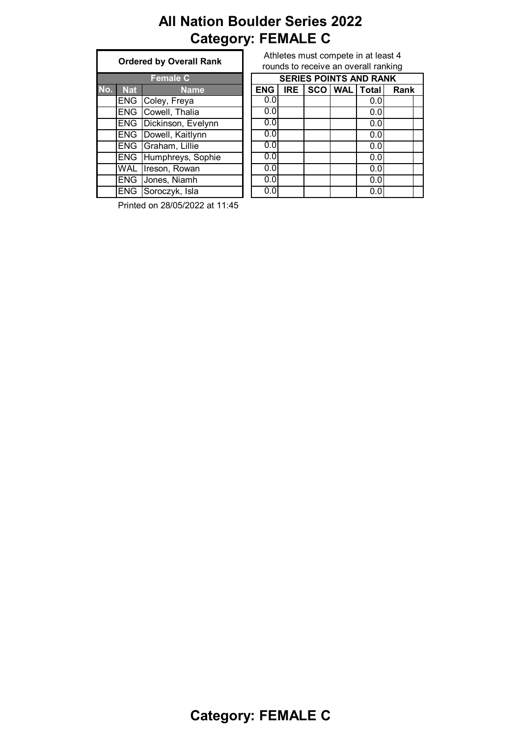# All Nation Boulder Series 2022
# Category: FEMALE C

Athletes must compete in at least 4 rounds to receive an overall ranking

| Ordered by Overall Rank | | | SERIES POINTS AND RANK | | | | | | |
|---|---|---|---|---|---|---|---|---|---|
| Female C | | | | | | | | | |
| No. | Nat | Name | ENG | IRE | SCO | WAL | Total | Rank | |
| | ENG | Coley, Freya | 0.0 | | | | 0.0 | | |
| | ENG | Cowell, Thalia | 0.0 | | | | 0.0 | | |
| | ENG | Dickinson, Evelynn | 0.0 | | | | 0.0 | | |
| | ENG | Dowell, Kaitlynn | 0.0 | | | | 0.0 | | |
| | ENG | Graham, Lillie | 0.0 | | | | 0.0 | | |
| | ENG | Humphreys, Sophie | 0.0 | | | | 0.0 | | |
| | WAL | Ireson, Rowan | 0.0 | | | | 0.0 | | |
| | ENG | Jones, Niamh | 0.0 | | | | 0.0 | | |
| | ENG | Soroczyk, Isla | 0.0 | | | | 0.0 | | |

Printed on 28/05/2022 at 11:45

**Category: FEMALE C**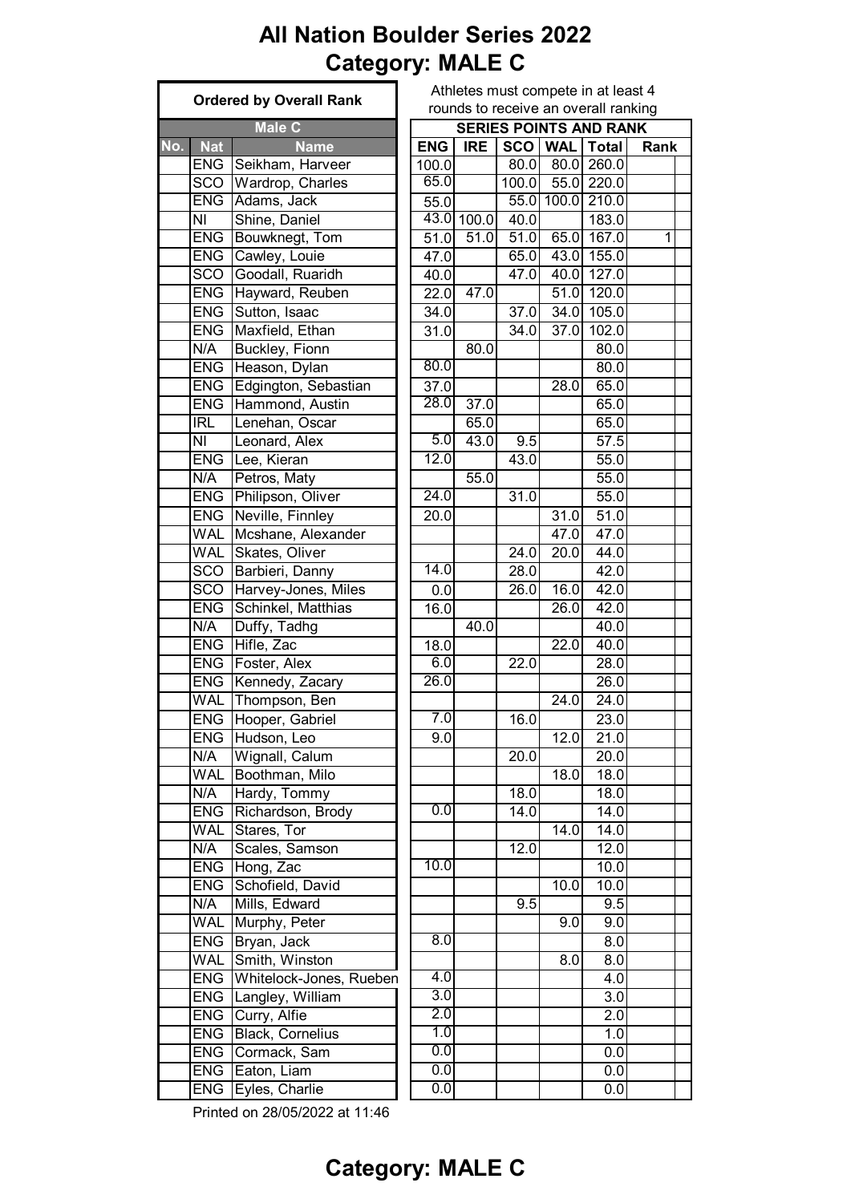# All Nation Boulder Series 2022
# Category: MALE C

Athletes must compete in at least 4 rounds to receive an overall ranking

| Ordered by Overall Rank | | | SERIES POINTS AND RANK | | | | | | |
|---|---|---|---|---|---|---|---|---|---|
| Male C | | | | | | | | | |
| No. | Nat | Name | ENG | IRE | SCO | WAL | Total | Rank | |
| | ENG | Seikham, Harveer | 100.0 | | 80.0 | 80.0 | 260.0 | | |
| | SCO | Wardrop, Charles | 65.0 | | 100.0 | 55.0 | 220.0 | | |
| | ENG | Adams, Jack | 55.0 | | 55.0 | 100.0 | 210.0 | | |
| | NI | Shine, Daniel | 43.0 | 100.0 | 40.0 | | 183.0 | | |
| | ENG | Bouwknegt, Tom | 51.0 | 51.0 | 51.0 | 65.0 | 167.0 | 1 | |
| | ENG | Cawley, Louie | 47.0 | | 65.0 | 43.0 | 155.0 | | |
| | SCO | Goodall, Ruaridh | 40.0 | | 47.0 | 40.0 | 127.0 | | |
| | ENG | Hayward, Reuben | 22.0 | 47.0 | | 51.0 | 120.0 | | |
| | ENG | Sutton, Isaac | 34.0 | | 37.0 | 34.0 | 105.0 | | |
| | ENG | Maxfield, Ethan | 31.0 | | 34.0 | 37.0 | 102.0 | | |
| | N/A | Buckley, Fionn | | 80.0 | | | 80.0 | | |
| | ENG | Heason, Dylan | 80.0 | | | | 80.0 | | |
| | ENG | Edgington, Sebastian | 37.0 | | | 28.0 | 65.0 | | |
| | ENG | Hammond, Austin | 28.0 | 37.0 | | | 65.0 | | |
| | IRL | Lenehan, Oscar | | 65.0 | | | 65.0 | | |
| | NI | Leonard, Alex | 5.0 | 43.0 | 9.5 | | 57.5 | | |
| | ENG | Lee, Kieran | 12.0 | | 43.0 | | 55.0 | | |
| | N/A | Petros, Maty | | 55.0 | | | 55.0 | | |
| | ENG | Philipson, Oliver | 24.0 | | 31.0 | | 55.0 | | |
| | ENG | Neville, Finnley | 20.0 | | | 31.0 | 51.0 | | |
| | WAL | Mcshane, Alexander | | | | 47.0 | 47.0 | | |
| | WAL | Skates, Oliver | | | 24.0 | 20.0 | 44.0 | | |
| | SCO | Barbieri, Danny | 14.0 | | 28.0 | | 42.0 | | |
| | SCO | Harvey-Jones, Miles | 0.0 | | 26.0 | 16.0 | 42.0 | | |
| | ENG | Schinkel, Matthias | 16.0 | | | 26.0 | 42.0 | | |
| | N/A | Duffy, Tadhg | | 40.0 | | | 40.0 | | |
| | ENG | Hifle, Zac | 18.0 | | | 22.0 | 40.0 | | |
| | ENG | Foster, Alex | 6.0 | | 22.0 | | 28.0 | | |
| | ENG | Kennedy, Zacary | 26.0 | | | | 26.0 | | |
| | WAL | Thompson, Ben | | | | 24.0 | 24.0 | | |
| | ENG | Hooper, Gabriel | 7.0 | | 16.0 | | 23.0 | | |
| | ENG | Hudson, Leo | 9.0 | | | 12.0 | 21.0 | | |
| | N/A | Wignall, Calum | | | 20.0 | | 20.0 | | |
| | WAL | Boothman, Milo | | | | 18.0 | 18.0 | | |
| | N/A | Hardy, Tommy | | | 18.0 | | 18.0 | | |
| | ENG | Richardson, Brody | 0.0 | | 14.0 | | 14.0 | | |
| | WAL | Stares, Tor | | | | 14.0 | 14.0 | | |
| | N/A | Scales, Samson | | | 12.0 | | 12.0 | | |
| | ENG | Hong, Zac | 10.0 | | | | 10.0 | | |
| | ENG | Schofield, David | | | | 10.0 | 10.0 | | |
| | N/A | Mills, Edward | | | 9.5 | | 9.5 | | |
| | WAL | Murphy, Peter | | | | 9.0 | 9.0 | | |
| | ENG | Bryan, Jack | 8.0 | | | | 8.0 | | |
| | WAL | Smith, Winston | | | | 8.0 | 8.0 | | |
| | ENG | Whitelock-Jones, Rueben | 4.0 | | | | 4.0 | | |
| | ENG | Langley, William | 3.0 | | | | 3.0 | | |
| | ENG | Curry, Alfie | 2.0 | | | | 2.0 | | |
| | ENG | Black, Cornelius | 1.0 | | | | 1.0 | | |
| | ENG | Cormack, Sam | 0.0 | | | | 0.0 | | |
| | ENG | Eaton, Liam | 0.0 | | | | 0.0 | | |
| | ENG | Eyles, Charlie | 0.0 | | | | 0.0 | | |

Printed on 28/05/2022 at 11:46

## Category: MALE C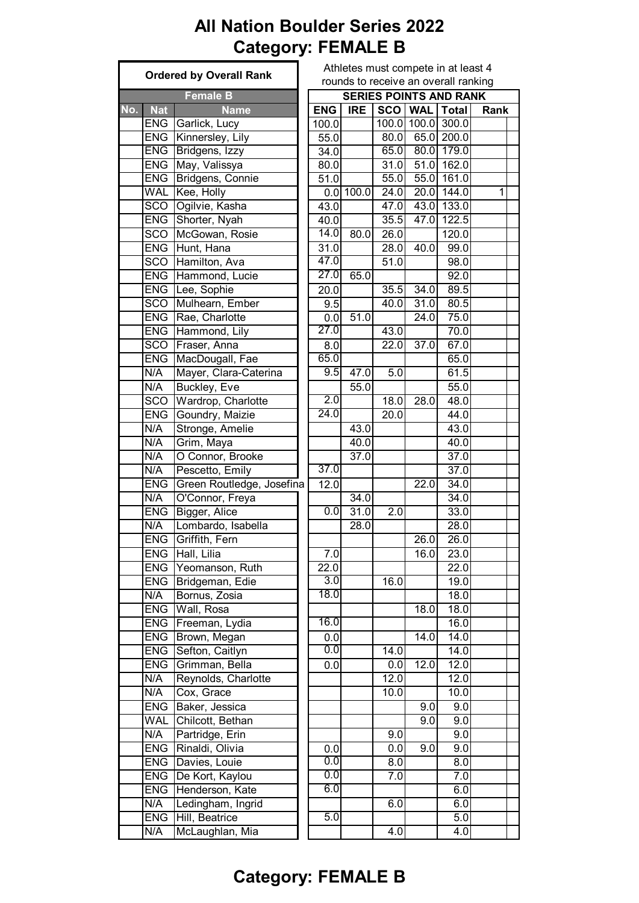# All Nation Boulder Series 2022
# Category: FEMALE B

Athletes must compete in at least 4 rounds to receive an overall ranking

| Ordered by Overall Rank | | | SERIES POINTS AND RANK | | | | | |
|---|---|---|---|---|---|---|---|---|
| Female B | | | | | | | | |
| No. | Nat | Name | ENG | IRE | SCO | WAL | Total | Rank |
| | ENG | Garlick, Lucy | 100.0 | | 100.0 | 100.0 | 300.0 | |
| | ENG | Kinnersley, Lily | 55.0 | | 80.0 | 65.0 | 200.0 | |
| | ENG | Bridgens, Izzy | 34.0 | | 65.0 | 80.0 | 179.0 | |
| | ENG | May, Valissya | 80.0 | | 31.0 | 51.0 | 162.0 | |
| | ENG | Bridgens, Connie | 51.0 | | 55.0 | 55.0 | 161.0 | |
| | WAL | Kee, Holly | 0.0 | 100.0 | 24.0 | 20.0 | 144.0 | 1 |
| | SCO | Ogilvie, Kasha | 43.0 | | 47.0 | 43.0 | 133.0 | |
| | ENG | Shorter, Nyah | 40.0 | | 35.5 | 47.0 | 122.5 | |
| | SCO | McGowan, Rosie | 14.0 | 80.0 | 26.0 | | 120.0 | |
| | ENG | Hunt, Hana | 31.0 | | 28.0 | 40.0 | 99.0 | |
| | SCO | Hamilton, Ava | 47.0 | | 51.0 | | 98.0 | |
| | ENG | Hammond, Lucie | 27.0 | 65.0 | | | 92.0 | |
| | ENG | Lee, Sophie | 20.0 | | 35.5 | 34.0 | 89.5 | |
| | SCO | Mulhearn, Ember | 9.5 | | 40.0 | 31.0 | 80.5 | |
| | ENG | Rae, Charlotte | 0.0 | 51.0 | | 24.0 | 75.0 | |
| | ENG | Hammond, Lily | 27.0 | | 43.0 | | 70.0 | |
| | SCO | Fraser, Anna | 8.0 | | 22.0 | 37.0 | 67.0 | |
| | ENG | MacDougall, Fae | 65.0 | | | | 65.0 | |
| | N/A | Mayer, Clara-Caterina | 9.5 | 47.0 | 5.0 | | 61.5 | |
| | N/A | Buckley, Eve | | 55.0 | | | 55.0 | |
| | SCO | Wardrop, Charlotte | 2.0 | | 18.0 | 28.0 | 48.0 | |
| | ENG | Goundry, Maizie | 24.0 | | 20.0 | | 44.0 | |
| | N/A | Stronge, Amelie | | 43.0 | | | 43.0 | |
| | N/A | Grim, Maya | | 40.0 | | | 40.0 | |
| | N/A | O Connor, Brooke | | 37.0 | | | 37.0 | |
| | N/A | Pescetto, Emily | 37.0 | | | | 37.0 | |
| | ENG | Green Routledge, Josefina | 12.0 | | | 22.0 | 34.0 | |
| | N/A | O'Connor, Freya | | 34.0 | | | 34.0 | |
| | ENG | Bigger, Alice | 0.0 | 31.0 | 2.0 | | 33.0 | |
| | N/A | Lombardo, Isabella | | 28.0 | | | 28.0 | |
| | ENG | Griffith, Fern | | | | 26.0 | 26.0 | |
| | ENG | Hall, Lilia | 7.0 | | | 16.0 | 23.0 | |
| | ENG | Yeomanson, Ruth | 22.0 | | | | 22.0 | |
| | ENG | Bridgeman, Edie | 3.0 | | 16.0 | | 19.0 | |
| | N/A | Bornus, Zosia | 18.0 | | | | 18.0 | |
| | ENG | Wall, Rosa | | | | 18.0 | 18.0 | |
| | ENG | Freeman, Lydia | 16.0 | | | | 16.0 | |
| | ENG | Brown, Megan | 0.0 | | | 14.0 | 14.0 | |
| | ENG | Sefton, Caitlyn | 0.0 | | 14.0 | | 14.0 | |
| | ENG | Grimman, Bella | 0.0 | | 0.0 | 12.0 | 12.0 | |
| | N/A | Reynolds, Charlotte | | | 12.0 | | 12.0 | |
| | N/A | Cox, Grace | | | 10.0 | | 10.0 | |
| | ENG | Baker, Jessica | | | | 9.0 | 9.0 | |
| | WAL | Chilcott, Bethan | | | | 9.0 | 9.0 | |
| | N/A | Partridge, Erin | | | 9.0 | | 9.0 | |
| | ENG | Rinaldi, Olivia | 0.0 | | 0.0 | 9.0 | 9.0 | |
| | ENG | Davies, Louie | 0.0 | | 8.0 | | 8.0 | |
| | ENG | De Kort, Kaylou | 0.0 | | 7.0 | | 7.0 | |
| | ENG | Henderson, Kate | 6.0 | | | | 6.0 | |
| | N/A | Ledingham, Ingrid | | | 6.0 | | 6.0 | |
| | ENG | Hill, Beatrice | 5.0 | | | | 5.0 | |
| | N/A | McLaughlan, Mia | | | 4.0 | | 4.0 | |

## Category: FEMALE B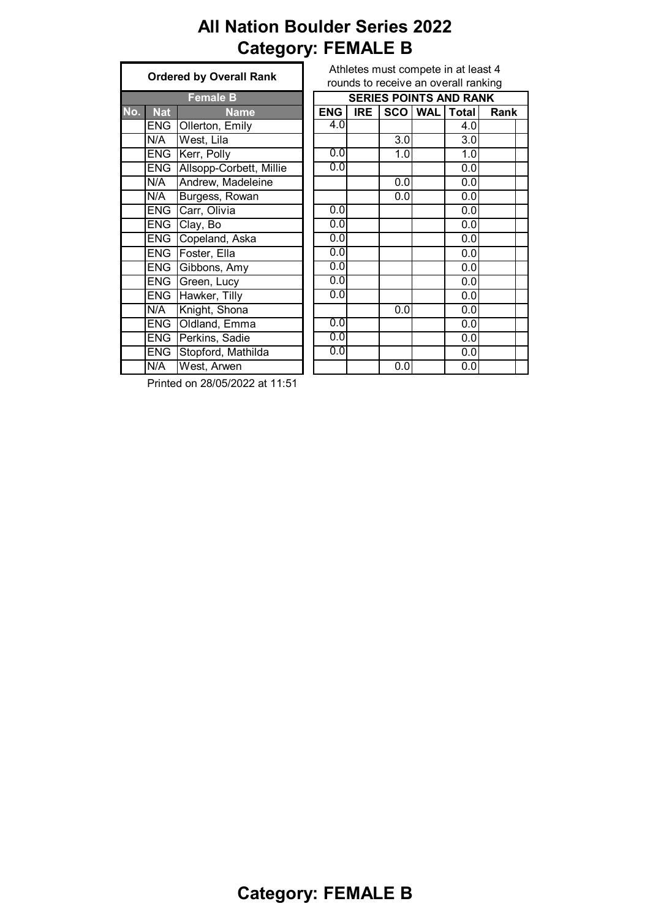# All Nation Boulder Series 2022
# Category: FEMALE B

Athletes must compete in at least 4 rounds to receive an overall ranking

**Ordered by Overall Rank**

| Female B | | | SERIES POINTS AND RANK | | | | | |
|---|---|---|---|---|---|---|---|---|
| No. | Nat | Name | ENG | IRE | SCO | WAL | Total | Rank |
| | ENG | Ollerton, Emily | 4.0 | | | | 4.0 | |
| | N/A | West, Lila | | | 3.0 | | 3.0 | |
| | ENG | Kerr, Polly | 0.0 | | 1.0 | | 1.0 | |
| | ENG | Allsopp-Corbett, Millie | 0.0 | | | | 0.0 | |
| | N/A | Andrew, Madeleine | | | 0.0 | | 0.0 | |
| | N/A | Burgess, Rowan | | | 0.0 | | 0.0 | |
| | ENG | Carr, Olivia | 0.0 | | | | 0.0 | |
| | ENG | Clay, Bo | 0.0 | | | | 0.0 | |
| | ENG | Copeland, Aska | 0.0 | | | | 0.0 | |
| | ENG | Foster, Ella | 0.0 | | | | 0.0 | |
| | ENG | Gibbons, Amy | 0.0 | | | | 0.0 | |
| | ENG | Green, Lucy | 0.0 | | | | 0.0 | |
| | ENG | Hawker, Tilly | 0.0 | | | | 0.0 | |
| | N/A | Knight, Shona | | | 0.0 | | 0.0 | |
| | ENG | Oldland, Emma | 0.0 | | | | 0.0 | |
| | ENG | Perkins, Sadie | 0.0 | | | | 0.0 | |
| | ENG | Stopford, Mathilda | 0.0 | | | | 0.0 | |
| | N/A | West, Arwen | | | 0.0 | | 0.0 | |

Printed on 28/05/2022 at 11:51

# Category: FEMALE B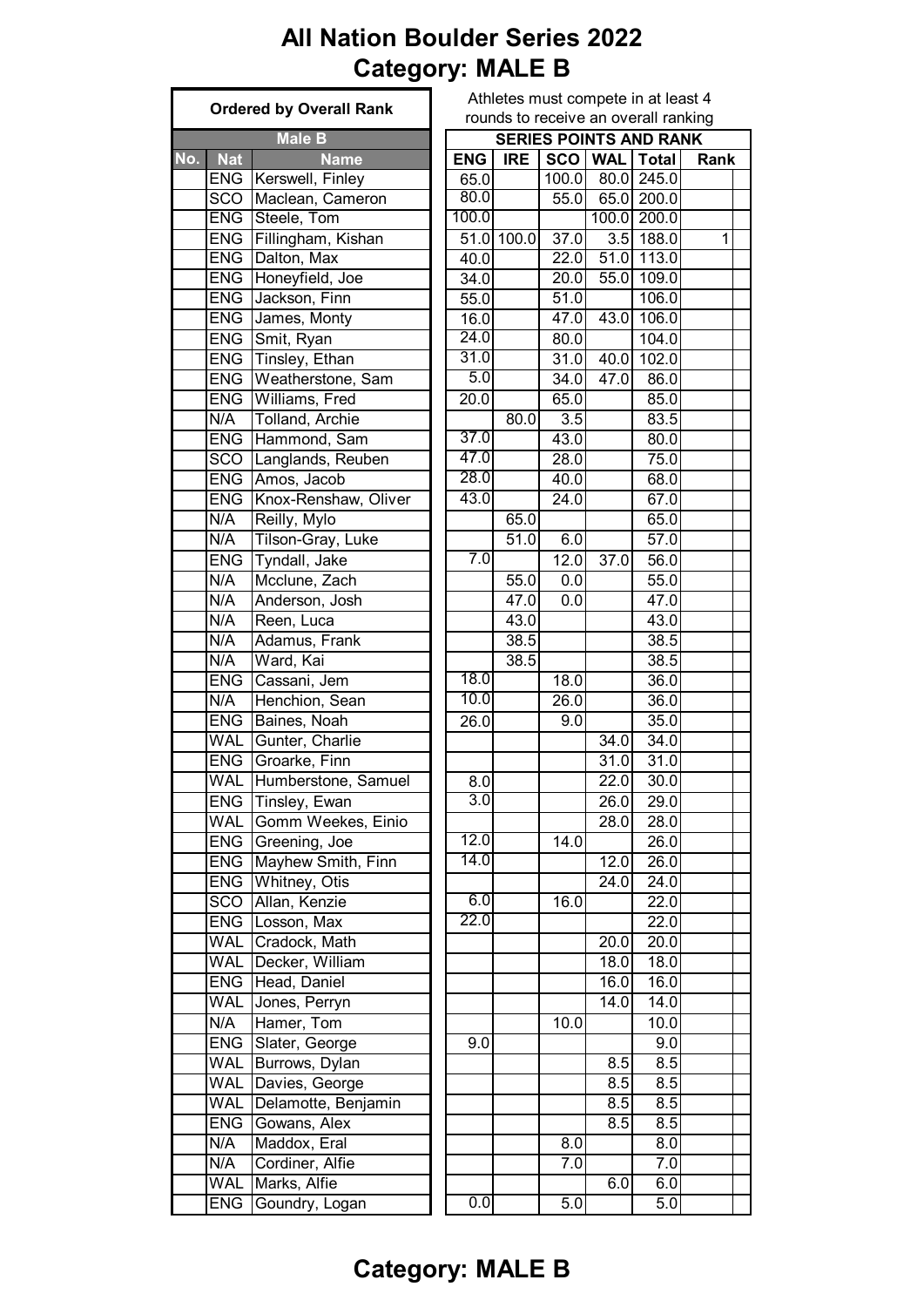# All Nation Boulder Series 2022
# Category: MALE B

Athletes must compete in at least 4 rounds to receive an overall ranking

| Ordered by Overall Rank | | | SERIES POINTS AND RANK | | | | | | |
|---|---|---|---|---|---|---|---|---|---|
| Male B | | | | | | | | | |
| No. | Nat | Name | ENG | IRE | SCO | WAL | Total | Rank | |
| | ENG | Kerswell, Finley | 65.0 | | 100.0 | 80.0 | 245.0 | | |
| | SCO | Maclean, Cameron | 80.0 | | 55.0 | 65.0 | 200.0 | | |
| | ENG | Steele, Tom | 100.0 | | | 100.0 | 200.0 | | |
| | ENG | Fillingham, Kishan | 51.0 | 100.0 | 37.0 | 3.5 | 188.0 | 1 | |
| | ENG | Dalton, Max | 40.0 | | 22.0 | 51.0 | 113.0 | | |
| | ENG | Honeyfield, Joe | 34.0 | | 20.0 | 55.0 | 109.0 | | |
| | ENG | Jackson, Finn | 55.0 | | 51.0 | | 106.0 | | |
| | ENG | James, Monty | 16.0 | | 47.0 | 43.0 | 106.0 | | |
| | ENG | Smit, Ryan | 24.0 | | 80.0 | | 104.0 | | |
| | ENG | Tinsley, Ethan | 31.0 | | 31.0 | 40.0 | 102.0 | | |
| | ENG | Weatherstone, Sam | 5.0 | | 34.0 | 47.0 | 86.0 | | |
| | ENG | Williams, Fred | 20.0 | | 65.0 | | 85.0 | | |
| | N/A | Tolland, Archie | | 80.0 | 3.5 | | 83.5 | | |
| | ENG | Hammond, Sam | 37.0 | | 43.0 | | 80.0 | | |
| | SCO | Langlands, Reuben | 47.0 | | 28.0 | | 75.0 | | |
| | ENG | Amos, Jacob | 28.0 | | 40.0 | | 68.0 | | |
| | ENG | Knox-Renshaw, Oliver | 43.0 | | 24.0 | | 67.0 | | |
| | N/A | Reilly, Mylo | | 65.0 | | | 65.0 | | |
| | N/A | Tilson-Gray, Luke | | 51.0 | 6.0 | | 57.0 | | |
| | ENG | Tyndall, Jake | 7.0 | | 12.0 | 37.0 | 56.0 | | |
| | N/A | Mcclune, Zach | | 55.0 | 0.0 | | 55.0 | | |
| | N/A | Anderson, Josh | | 47.0 | 0.0 | | 47.0 | | |
| | N/A | Reen, Luca | | 43.0 | | | 43.0 | | |
| | N/A | Adamus, Frank | | 38.5 | | | 38.5 | | |
| | N/A | Ward, Kai | | 38.5 | | | 38.5 | | |
| | ENG | Cassani, Jem | 18.0 | | 18.0 | | 36.0 | | |
| | N/A | Henchion, Sean | 10.0 | | 26.0 | | 36.0 | | |
| | ENG | Baines, Noah | 26.0 | | 9.0 | | 35.0 | | |
| | WAL | Gunter, Charlie | | | | 34.0 | 34.0 | | |
| | ENG | Groarke, Finn | | | | 31.0 | 31.0 | | |
| | WAL | Humberstone, Samuel | 8.0 | | | 22.0 | 30.0 | | |
| | ENG | Tinsley, Ewan | 3.0 | | | 26.0 | 29.0 | | |
| | WAL | Gomm Weekes, Einio | | | | 28.0 | 28.0 | | |
| | ENG | Greening, Joe | 12.0 | | 14.0 | | 26.0 | | |
| | ENG | Mayhew Smith, Finn | 14.0 | | | 12.0 | 26.0 | | |
| | ENG | Whitney, Otis | | | | 24.0 | 24.0 | | |
| | SCO | Allan, Kenzie | 6.0 | | 16.0 | | 22.0 | | |
| | ENG | Losson, Max | 22.0 | | | | 22.0 | | |
| | WAL | Cradock, Math | | | | 20.0 | 20.0 | | |
| | WAL | Decker, William | | | | 18.0 | 18.0 | | |
| | ENG | Head, Daniel | | | | 16.0 | 16.0 | | |
| | WAL | Jones, Perryn | | | | 14.0 | 14.0 | | |
| | N/A | Hamer, Tom | | | 10.0 | | 10.0 | | |
| | ENG | Slater, George | 9.0 | | | | 9.0 | | |
| | WAL | Burrows, Dylan | | | | 8.5 | 8.5 | | |
| | WAL | Davies, George | | | | 8.5 | 8.5 | | |
| | WAL | Delamotte, Benjamin | | | | 8.5 | 8.5 | | |
| | ENG | Gowans, Alex | | | | 8.5 | 8.5 | | |
| | N/A | Maddox, Eral | | | 8.0 | | 8.0 | | |
| | N/A | Cordiner, Alfie | | | 7.0 | | 7.0 | | |
| | WAL | Marks, Alfie | | | | 6.0 | 6.0 | | |
| | ENG | Goundry, Logan | 0.0 | | 5.0 | | 5.0 | | |

## Category: MALE B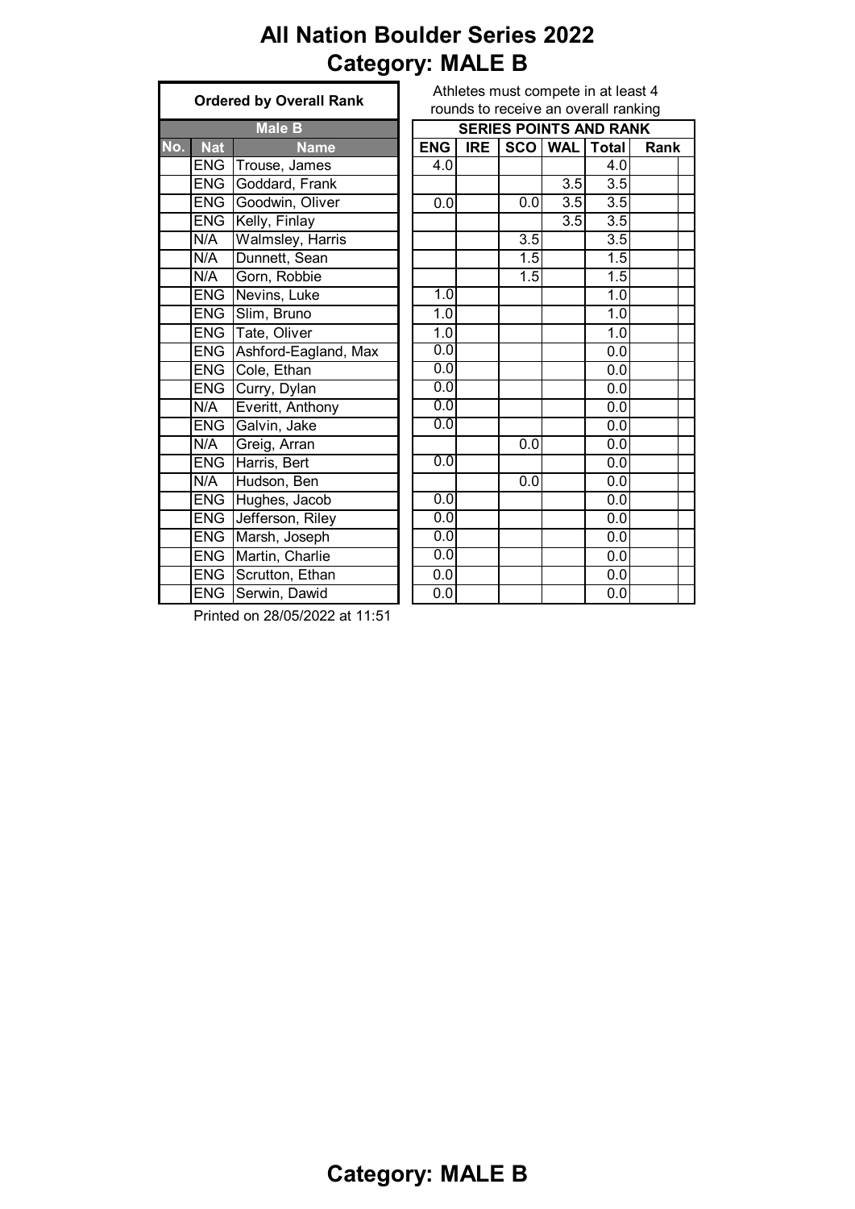# All Nation Boulder Series 2022
# Category: MALE B

Athletes must compete in at least 4 rounds to receive an overall ranking

| Ordered by Overall Rank | | | SERIES POINTS AND RANK | | | | | |
|---|---|---|---|---|---|---|---|---|
| Male B | | | | | | | | |
| No. | Nat | Name | ENG | IRE | SCO | WAL | Total | Rank |
| | ENG | Trouse, James | 4.0 | | | | 4.0 | |
| | ENG | Goddard, Frank | | | | 3.5 | 3.5 | |
| | ENG | Goodwin, Oliver | 0.0 | | 0.0 | 3.5 | 3.5 | |
| | ENG | Kelly, Finlay | | | | 3.5 | 3.5 | |
| | N/A | Walmsley, Harris | | | 3.5 | | 3.5 | |
| | N/A | Dunnett, Sean | | | 1.5 | | 1.5 | |
| | N/A | Gorn, Robbie | | | 1.5 | | 1.5 | |
| | ENG | Nevins, Luke | 1.0 | | | | 1.0 | |
| | ENG | Slim, Bruno | 1.0 | | | | 1.0 | |
| | ENG | Tate, Oliver | 1.0 | | | | 1.0 | |
| | ENG | Ashford-Eagland, Max | 0.0 | | | | 0.0 | |
| | ENG | Cole, Ethan | 0.0 | | | | 0.0 | |
| | ENG | Curry, Dylan | 0.0 | | | | 0.0 | |
| | N/A | Everitt, Anthony | 0.0 | | | | 0.0 | |
| | ENG | Galvin, Jake | 0.0 | | | | 0.0 | |
| | N/A | Greig, Arran | | | 0.0 | | 0.0 | |
| | ENG | Harris, Bert | 0.0 | | | | 0.0 | |
| | N/A | Hudson, Ben | | | 0.0 | | 0.0 | |
| | ENG | Hughes, Jacob | 0.0 | | | | 0.0 | |
| | ENG | Jefferson, Riley | 0.0 | | | | 0.0 | |
| | ENG | Marsh, Joseph | 0.0 | | | | 0.0 | |
| | ENG | Martin, Charlie | 0.0 | | | | 0.0 | |
| | ENG | Scrutton, Ethan | 0.0 | | | | 0.0 | |
| | ENG | Serwin, Dawid | 0.0 | | | | 0.0 | |

Printed on 28/05/2022 at 11:51

**Category: MALE B**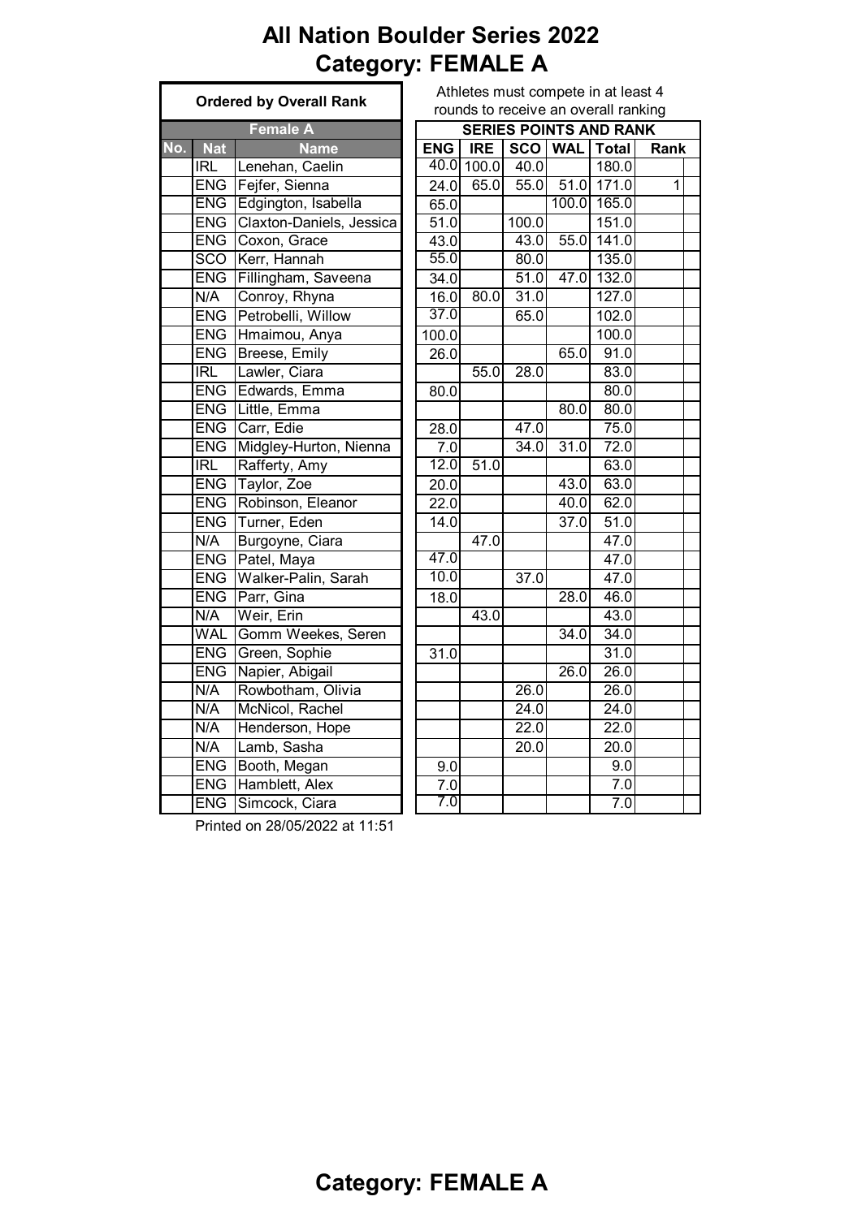# All Nation Boulder Series 2022
# Category: FEMALE A

Athletes must compete in at least 4 rounds to receive an overall ranking

| Ordered by Overall Rank | | | SERIES POINTS AND RANK | | | | | |
|---|---|---|---|---|---|---|---|---|
| Female A | | | | | | | | |
| No. | Nat | Name | ENG | IRE | SCO | WAL | Total | Rank |
| | IRL | Lenehan, Caelin | 40.0 | 100.0 | 40.0 | | 180.0 | |
| | ENG | Fejfer, Sienna | 24.0 | 65.0 | 55.0 | 51.0 | 171.0 | 1 |
| | ENG | Edgington, Isabella | 65.0 | | | 100.0 | 165.0 | |
| | ENG | Claxton-Daniels, Jessica | 51.0 | | 100.0 | | 151.0 | |
| | ENG | Coxon, Grace | 43.0 | | 43.0 | 55.0 | 141.0 | |
| | SCO | Kerr, Hannah | 55.0 | | 80.0 | | 135.0 | |
| | ENG | Fillingham, Saveena | 34.0 | | 51.0 | 47.0 | 132.0 | |
| | N/A | Conroy, Rhyna | 16.0 | 80.0 | 31.0 | | 127.0 | |
| | ENG | Petrobelli, Willow | 37.0 | | 65.0 | | 102.0 | |
| | ENG | Hmaimou, Anya | 100.0 | | | | 100.0 | |
| | ENG | Breese, Emily | 26.0 | | | 65.0 | 91.0 | |
| | IRL | Lawler, Ciara | | 55.0 | 28.0 | | 83.0 | |
| | ENG | Edwards, Emma | 80.0 | | | | 80.0 | |
| | ENG | Little, Emma | | | | 80.0 | 80.0 | |
| | ENG | Carr, Edie | 28.0 | | 47.0 | | 75.0 | |
| | ENG | Midgley-Hurton, Nienna | 7.0 | | 34.0 | 31.0 | 72.0 | |
| | IRL | Rafferty, Amy | 12.0 | 51.0 | | | 63.0 | |
| | ENG | Taylor, Zoe | 20.0 | | | 43.0 | 63.0 | |
| | ENG | Robinson, Eleanor | 22.0 | | | 40.0 | 62.0 | |
| | ENG | Turner, Eden | 14.0 | | | 37.0 | 51.0 | |
| | N/A | Burgoyne, Ciara | | 47.0 | | | 47.0 | |
| | ENG | Patel, Maya | 47.0 | | | | 47.0 | |
| | ENG | Walker-Palin, Sarah | 10.0 | | 37.0 | | 47.0 | |
| | ENG | Parr, Gina | 18.0 | | | 28.0 | 46.0 | |
| | N/A | Weir, Erin | | 43.0 | | | 43.0 | |
| | WAL | Gomm Weekes, Seren | | | | 34.0 | 34.0 | |
| | ENG | Green, Sophie | 31.0 | | | | 31.0 | |
| | ENG | Napier, Abigail | | | | 26.0 | 26.0 | |
| | N/A | Rowbotham, Olivia | | | 26.0 | | 26.0 | |
| | N/A | McNicol, Rachel | | | 24.0 | | 24.0 | |
| | N/A | Henderson, Hope | | | 22.0 | | 22.0 | |
| | N/A | Lamb, Sasha | | | 20.0 | | 20.0 | |
| | ENG | Booth, Megan | 9.0 | | | | 9.0 | |
| | ENG | Hamblett, Alex | 7.0 | | | | 7.0 | |
| | ENG | Simcock, Ciara | 7.0 | | | | 7.0 | |

Printed on 28/05/2022 at 11:51

# Category: FEMALE A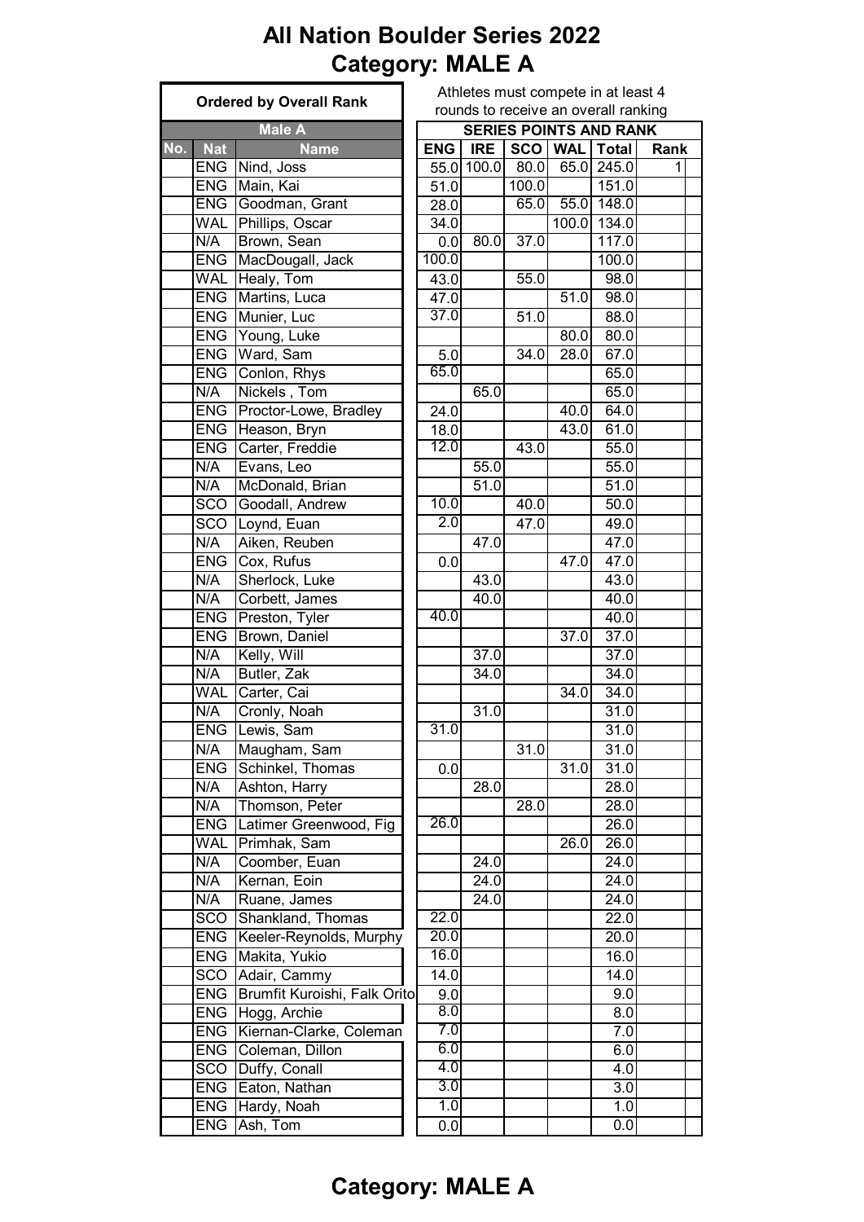# All Nation Boulder Series 2022
## Category: MALE A

Athletes must compete in at least 4 rounds to receive an overall ranking

| Ordered by Overall Rank | | | SERIES POINTS AND RANK | | | | | | |
|---|---|---|---|---|---|---|---|---|---|
| Male A | | | | | | | | | |
| No. | Nat | Name | ENG | IRE | SCO | WAL | Total | Rank | |
| | ENG | Nind, Joss | 55.0 | 100.0 | 80.0 | 65.0 | 245.0 | 1 | |
| | ENG | Main, Kai | 51.0 | | 100.0 | | 151.0 | | |
| | ENG | Goodman, Grant | 28.0 | | 65.0 | 55.0 | 148.0 | | |
| | WAL | Phillips, Oscar | 34.0 | | | 100.0 | 134.0 | | |
| | N/A | Brown, Sean | 0.0 | 80.0 | 37.0 | | 117.0 | | |
| | ENG | MacDougall, Jack | 100.0 | | | | 100.0 | | |
| | WAL | Healy, Tom | 43.0 | | 55.0 | | 98.0 | | |
| | ENG | Martins, Luca | 47.0 | | | 51.0 | 98.0 | | |
| | ENG | Munier, Luc | 37.0 | | 51.0 | | 88.0 | | |
| | ENG | Young, Luke | | | | 80.0 | 80.0 | | |
| | ENG | Ward, Sam | 5.0 | | 34.0 | 28.0 | 67.0 | | |
| | ENG | Conlon, Rhys | 65.0 | | | | 65.0 | | |
| | N/A | Nickels , Tom | | 65.0 | | | 65.0 | | |
| | ENG | Proctor-Lowe, Bradley | 24.0 | | | 40.0 | 64.0 | | |
| | ENG | Heason, Bryn | 18.0 | | | 43.0 | 61.0 | | |
| | ENG | Carter, Freddie | 12.0 | | 43.0 | | 55.0 | | |
| | N/A | Evans, Leo | | 55.0 | | | 55.0 | | |
| | N/A | McDonald, Brian | | 51.0 | | | 51.0 | | |
| | SCO | Goodall, Andrew | 10.0 | | 40.0 | | 50.0 | | |
| | SCO | Loynd, Euan | 2.0 | | 47.0 | | 49.0 | | |
| | N/A | Aiken, Reuben | | 47.0 | | | 47.0 | | |
| | ENG | Cox, Rufus | 0.0 | | | 47.0 | 47.0 | | |
| | N/A | Sherlock, Luke | | 43.0 | | | 43.0 | | |
| | N/A | Corbett, James | | 40.0 | | | 40.0 | | |
| | ENG | Preston, Tyler | 40.0 | | | | 40.0 | | |
| | ENG | Brown, Daniel | | | | 37.0 | 37.0 | | |
| | N/A | Kelly, Will | | 37.0 | | | 37.0 | | |
| | N/A | Butler, Zak | | 34.0 | | | 34.0 | | |
| | WAL | Carter, Cai | | | | 34.0 | 34.0 | | |
| | N/A | Cronly, Noah | | 31.0 | | | 31.0 | | |
| | ENG | Lewis, Sam | 31.0 | | | | 31.0 | | |
| | N/A | Maugham, Sam | | | 31.0 | | 31.0 | | |
| | ENG | Schinkel, Thomas | 0.0 | | | 31.0 | 31.0 | | |
| | N/A | Ashton, Harry | | 28.0 | | | 28.0 | | |
| | N/A | Thomson, Peter | | | 28.0 | | 28.0 | | |
| | ENG | Latimer Greenwood, Fig | 26.0 | | | | 26.0 | | |
| | WAL | Primhak, Sam | | | | 26.0 | 26.0 | | |
| | N/A | Coomber, Euan | | 24.0 | | | 24.0 | | |
| | N/A | Kernan, Eoin | | 24.0 | | | 24.0 | | |
| | N/A | Ruane, James | | 24.0 | | | 24.0 | | |
| | SCO | Shankland, Thomas | 22.0 | | | | 22.0 | | |
| | ENG | Keeler-Reynolds, Murphy | 20.0 | | | | 20.0 | | |
| | ENG | Makita, Yukio | 16.0 | | | | 16.0 | | |
| | SCO | Adair, Cammy | 14.0 | | | | 14.0 | | |
| | ENG | Brumfit Kuroishi, Falk Orito | 9.0 | | | | 9.0 | | |
| | ENG | Hogg, Archie | 8.0 | | | | 8.0 | | |
| | ENG | Kiernan-Clarke, Coleman | 7.0 | | | | 7.0 | | |
| | ENG | Coleman, Dillon | 6.0 | | | | 6.0 | | |
| | SCO | Duffy, Conall | 4.0 | | | | 4.0 | | |
| | ENG | Eaton, Nathan | 3.0 | | | | 3.0 | | |
| | ENG | Hardy, Noah | 1.0 | | | | 1.0 | | |
| | ENG | Ash, Tom | 0.0 | | | | 0.0 | | |

## Category: MALE A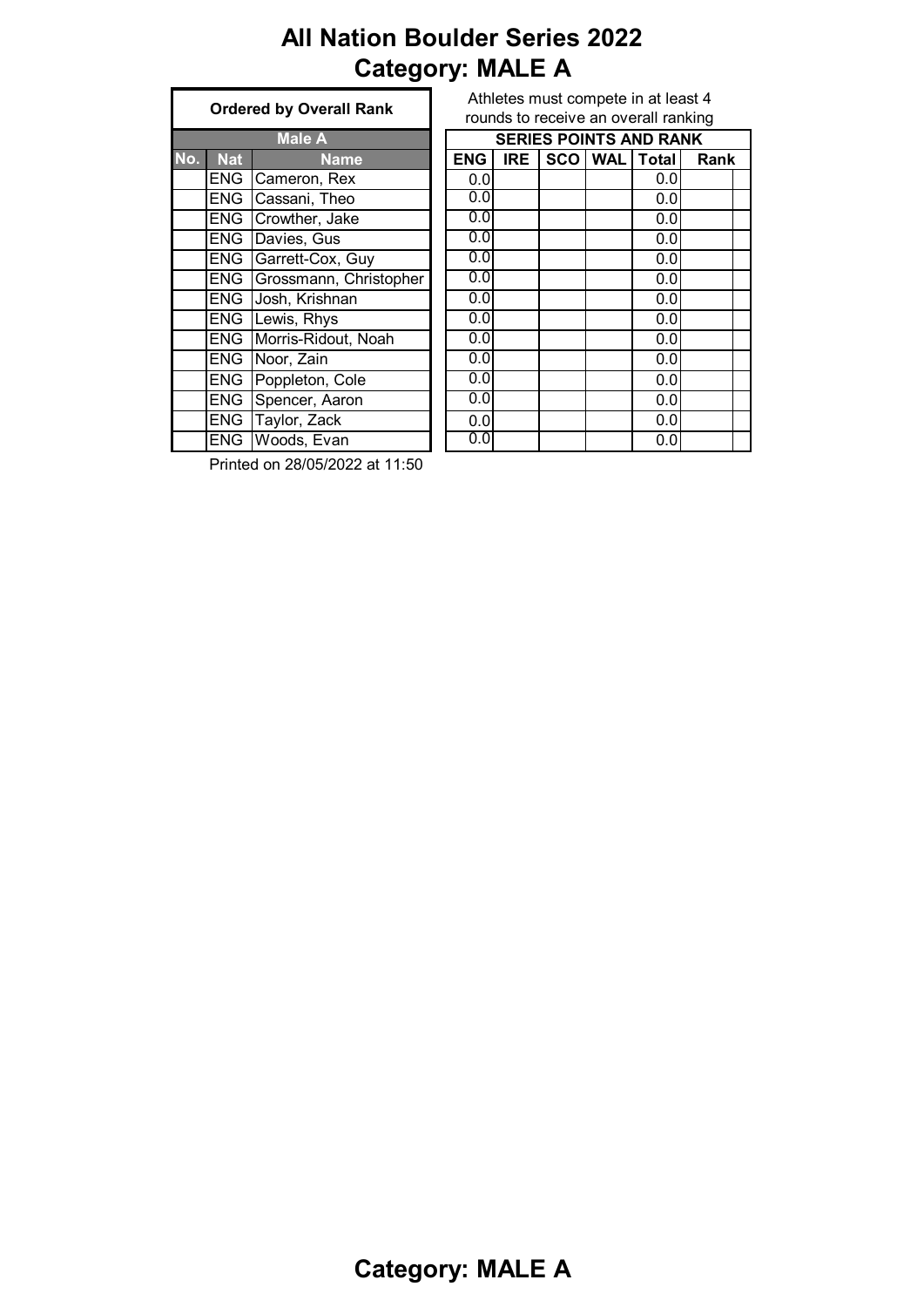# All Nation Boulder Series 2022
# Category: MALE A

Athletes must compete in at least 4 rounds to receive an overall ranking

**Ordered by Overall Rank**

| Male A | | | SERIES POINTS AND RANK | | | | | |
|---|---|---|---|---|---|---|---|---|
| No. | Nat | Name | ENG | IRE | SCO | WAL | Total | Rank |
| | ENG | Cameron, Rex | 0.0 | | | | 0.0 | |
| | ENG | Cassani, Theo | 0.0 | | | | 0.0 | |
| | ENG | Crowther, Jake | 0.0 | | | | 0.0 | |
| | ENG | Davies, Gus | 0.0 | | | | 0.0 | |
| | ENG | Garrett-Cox, Guy | 0.0 | | | | 0.0 | |
| | ENG | Grossmann, Christopher | 0.0 | | | | 0.0 | |
| | ENG | Josh, Krishnan | 0.0 | | | | 0.0 | |
| | ENG | Lewis, Rhys | 0.0 | | | | 0.0 | |
| | ENG | Morris-Ridout, Noah | 0.0 | | | | 0.0 | |
| | ENG | Noor, Zain | 0.0 | | | | 0.0 | |
| | ENG | Poppleton, Cole | 0.0 | | | | 0.0 | |
| | ENG | Spencer, Aaron | 0.0 | | | | 0.0 | |
| | ENG | Taylor, Zack | 0.0 | | | | 0.0 | |
| | ENG | Woods, Evan | 0.0 | | | | 0.0 | |

Printed on 28/05/2022 at 11:50

**Category: MALE A**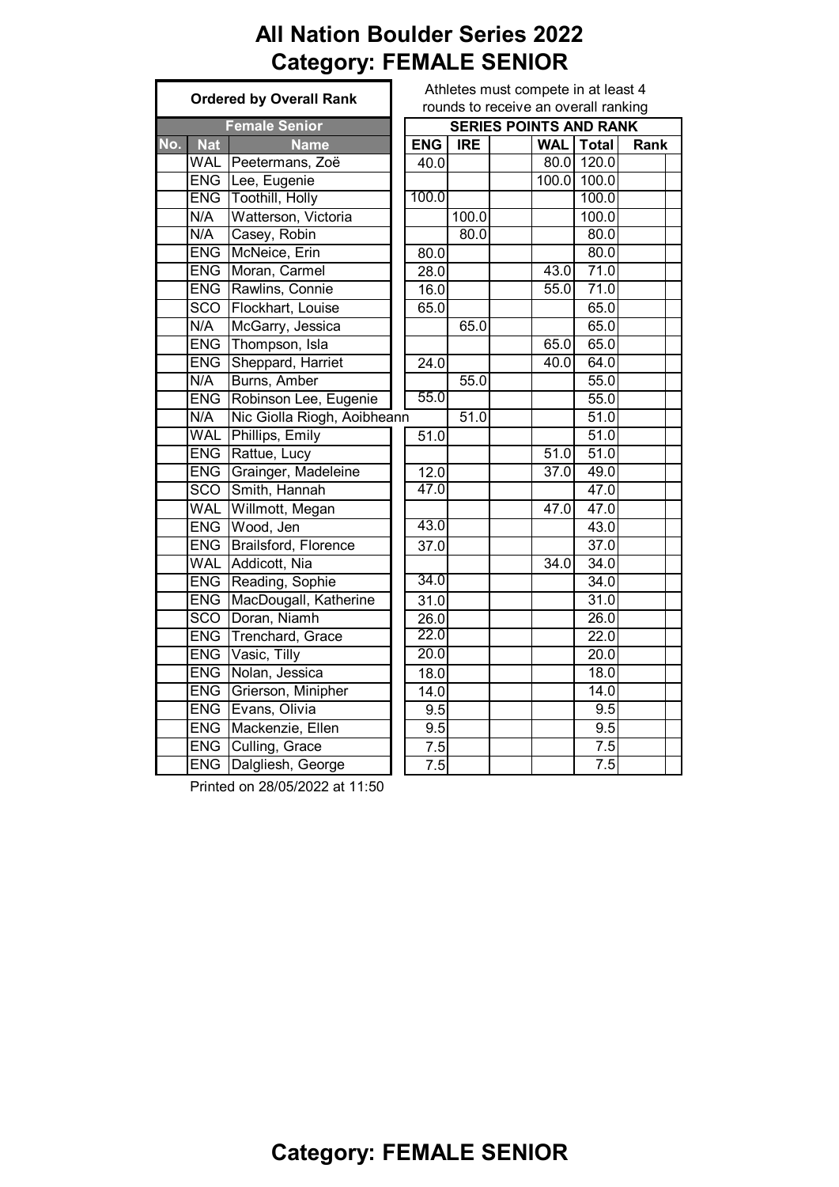# All Nation Boulder Series 2022
# Category: FEMALE SENIOR

Athletes must compete in at least 4 rounds to receive an overall ranking

| Ordered by Overall Rank | | | SERIES POINTS AND RANK | | | | | | |
|---|---|---|---|---|---|---|---|---|---|
| Female Senior | | | | | | | | | |
| No. | Nat | Name | ENG | IRE | | WAL | Total | Rank | |
| | WAL | Peetermans, Zoë | 40.0 | | | 80.0 | 120.0 | | |
| | ENG | Lee, Eugenie | | | | 100.0 | 100.0 | | |
| | ENG | Toothill, Holly | 100.0 | | | | 100.0 | | |
| | N/A | Watterson, Victoria | | 100.0 | | | 100.0 | | |
| | N/A | Casey, Robin | | 80.0 | | | 80.0 | | |
| | ENG | McNeice, Erin | 80.0 | | | | 80.0 | | |
| | ENG | Moran, Carmel | 28.0 | | | 43.0 | 71.0 | | |
| | ENG | Rawlins, Connie | 16.0 | | | 55.0 | 71.0 | | |
| | SCO | Flockhart, Louise | 65.0 | | | | 65.0 | | |
| | N/A | McGarry, Jessica | | 65.0 | | | 65.0 | | |
| | ENG | Thompson, Isla | | | | 65.0 | 65.0 | | |
| | ENG | Sheppard, Harriet | 24.0 | | | 40.0 | 64.0 | | |
| | N/A | Burns, Amber | | 55.0 | | | 55.0 | | |
| | ENG | Robinson Lee, Eugenie | 55.0 | | | | 55.0 | | |
| | N/A | Nic Giolla Riogh, Aoibheann | | 51.0 | | | 51.0 | | |
| | WAL | Phillips, Emily | 51.0 | | | | 51.0 | | |
| | ENG | Rattue, Lucy | | | | 51.0 | 51.0 | | |
| | ENG | Grainger, Madeleine | 12.0 | | | 37.0 | 49.0 | | |
| | SCO | Smith, Hannah | 47.0 | | | | 47.0 | | |
| | WAL | Willmott, Megan | | | | 47.0 | 47.0 | | |
| | ENG | Wood, Jen | 43.0 | | | | 43.0 | | |
| | ENG | Brailsford, Florence | 37.0 | | | | 37.0 | | |
| | WAL | Addicott, Nia | | | | 34.0 | 34.0 | | |
| | ENG | Reading, Sophie | 34.0 | | | | 34.0 | | |
| | ENG | MacDougall, Katherine | 31.0 | | | | 31.0 | | |
| | SCO | Doran, Niamh | 26.0 | | | | 26.0 | | |
| | ENG | Trenchard, Grace | 22.0 | | | | 22.0 | | |
| | ENG | Vasic, Tilly | 20.0 | | | | 20.0 | | |
| | ENG | Nolan, Jessica | 18.0 | | | | 18.0 | | |
| | ENG | Grierson, Minipher | 14.0 | | | | 14.0 | | |
| | ENG | Evans, Olivia | 9.5 | | | | 9.5 | | |
| | ENG | Mackenzie, Ellen | 9.5 | | | | 9.5 | | |
| | ENG | Culling, Grace | 7.5 | | | | 7.5 | | |
| | ENG | Dalgliesh, George | 7.5 | | | | 7.5 | | |

Printed on 28/05/2022 at 11:50

**Category: FEMALE SENIOR**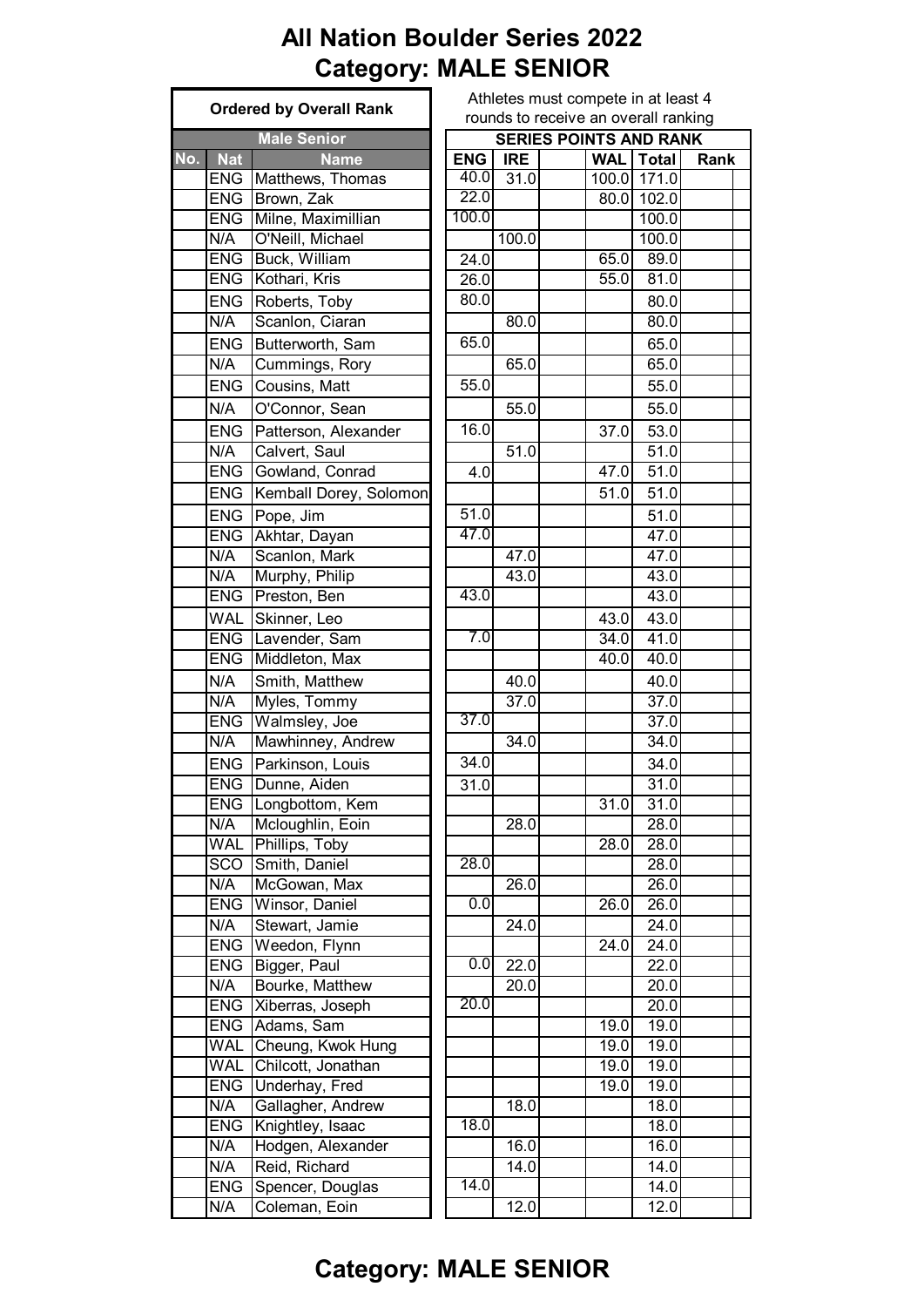# All Nation Boulder Series 2022
# Category: MALE SENIOR

Athletes must compete in at least 4 rounds to receive an overall ranking

| Ordered by Overall Rank | | | SERIES POINTS AND RANK | | | | | | |
|---|---|---|---|---|---|---|---|---|---|
| Male Senior | | | | | | | | | |
| No. | Nat | Name | ENG | IRE | | WAL | Total | Rank | |
| | ENG | Matthews, Thomas | 40.0 | 31.0 | | 100.0 | 171.0 | | |
| | ENG | Brown, Zak | 22.0 | | | 80.0 | 102.0 | | |
| | ENG | Milne, Maximillian | 100.0 | | | | 100.0 | | |
| | N/A | O'Neill, Michael | | 100.0 | | | 100.0 | | |
| | ENG | Buck, William | 24.0 | | | 65.0 | 89.0 | | |
| | ENG | Kothari, Kris | 26.0 | | | 55.0 | 81.0 | | |
| | ENG | Roberts, Toby | 80.0 | | | | 80.0 | | |
| | N/A | Scanlon, Ciaran | | 80.0 | | | 80.0 | | |
| | ENG | Butterworth, Sam | 65.0 | | | | 65.0 | | |
| | N/A | Cummings, Rory | | 65.0 | | | 65.0 | | |
| | ENG | Cousins, Matt | 55.0 | | | | 55.0 | | |
| | N/A | O'Connor, Sean | | 55.0 | | | 55.0 | | |
| | ENG | Patterson, Alexander | 16.0 | | | 37.0 | 53.0 | | |
| | N/A | Calvert, Saul | | 51.0 | | | 51.0 | | |
| | ENG | Gowland, Conrad | 4.0 | | | 47.0 | 51.0 | | |
| | ENG | Kemball Dorey, Solomon | | | | 51.0 | 51.0 | | |
| | ENG | Pope, Jim | 51.0 | | | | 51.0 | | |
| | ENG | Akhtar, Dayan | 47.0 | | | | 47.0 | | |
| | N/A | Scanlon, Mark | | 47.0 | | | 47.0 | | |
| | N/A | Murphy, Philip | | 43.0 | | | 43.0 | | |
| | ENG | Preston, Ben | 43.0 | | | | 43.0 | | |
| | WAL | Skinner, Leo | | | | 43.0 | 43.0 | | |
| | ENG | Lavender, Sam | 7.0 | | | 34.0 | 41.0 | | |
| | ENG | Middleton, Max | | | | 40.0 | 40.0 | | |
| | N/A | Smith, Matthew | | 40.0 | | | 40.0 | | |
| | N/A | Myles, Tommy | | 37.0 | | | 37.0 | | |
| | ENG | Walmsley, Joe | 37.0 | | | | 37.0 | | |
| | N/A | Mawhinney, Andrew | | 34.0 | | | 34.0 | | |
| | ENG | Parkinson, Louis | 34.0 | | | | 34.0 | | |
| | ENG | Dunne, Aiden | 31.0 | | | | 31.0 | | |
| | ENG | Longbottom, Kem | | | | 31.0 | 31.0 | | |
| | N/A | Mcloughlin, Eoin | | 28.0 | | | 28.0 | | |
| | WAL | Phillips, Toby | | | | 28.0 | 28.0 | | |
| | SCO | Smith, Daniel | 28.0 | | | | 28.0 | | |
| | N/A | McGowan, Max | | 26.0 | | | 26.0 | | |
| | ENG | Winsor, Daniel | 0.0 | | | 26.0 | 26.0 | | |
| | N/A | Stewart, Jamie | | 24.0 | | | 24.0 | | |
| | ENG | Weedon, Flynn | | | | 24.0 | 24.0 | | |
| | ENG | Bigger, Paul | 0.0 | 22.0 | | | 22.0 | | |
| | N/A | Bourke, Matthew | | 20.0 | | | 20.0 | | |
| | ENG | Xiberras, Joseph | 20.0 | | | | 20.0 | | |
| | ENG | Adams, Sam | | | | 19.0 | 19.0 | | |
| | WAL | Cheung, Kwok Hung | | | | 19.0 | 19.0 | | |
| | WAL | Chilcott, Jonathan | | | | 19.0 | 19.0 | | |
| | ENG | Underhay, Fred | | | | 19.0 | 19.0 | | |
| | N/A | Gallagher, Andrew | | 18.0 | | | 18.0 | | |
| | ENG | Knightley, Isaac | 18.0 | | | | 18.0 | | |
| | N/A | Hodgen, Alexander | | 16.0 | | | 16.0 | | |
| | N/A | Reid, Richard | | 14.0 | | | 14.0 | | |
| | ENG | Spencer, Douglas | 14.0 | | | | 14.0 | | |
| | N/A | Coleman, Eoin | | 12.0 | | | 12.0 | | |

## Category: MALE SENIOR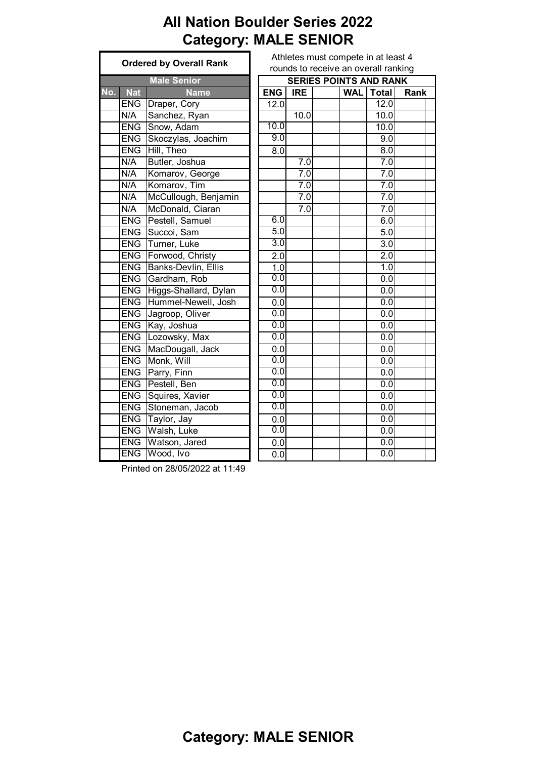# All Nation Boulder Series 2022
# Category: MALE SENIOR

Athletes must compete in at least 4 rounds to receive an overall ranking

| Ordered by Overall Rank | | | SERIES POINTS AND RANK | | | | | | |
|---|---|---|---|---|---|---|---|---|---|
| Male Senior | | | | | | | | | |
| No. | Nat | Name | ENG | IRE | | WAL | Total | Rank | |
| | ENG | Draper, Cory | 12.0 | | | | 12.0 | | |
| | N/A | Sanchez, Ryan | | 10.0 | | | 10.0 | | |
| | ENG | Snow, Adam | 10.0 | | | | 10.0 | | |
| | ENG | Skoczylas, Joachim | 9.0 | | | | 9.0 | | |
| | ENG | Hill, Theo | 8.0 | | | | 8.0 | | |
| | N/A | Butler, Joshua | | 7.0 | | | 7.0 | | |
| | N/A | Komarov, George | | 7.0 | | | 7.0 | | |
| | N/A | Komarov, Tim | | 7.0 | | | 7.0 | | |
| | N/A | McCullough, Benjamin | | 7.0 | | | 7.0 | | |
| | N/A | McDonald, Ciaran | | 7.0 | | | 7.0 | | |
| | ENG | Pestell, Samuel | 6.0 | | | | 6.0 | | |
| | ENG | Succoi, Sam | 5.0 | | | | 5.0 | | |
| | ENG | Turner, Luke | 3.0 | | | | 3.0 | | |
| | ENG | Forwood, Christy | 2.0 | | | | 2.0 | | |
| | ENG | Banks-Devlin, Ellis | 1.0 | | | | 1.0 | | |
| | ENG | Gardham, Rob | 0.0 | | | | 0.0 | | |
| | ENG | Higgs-Shallard, Dylan | 0.0 | | | | 0.0 | | |
| | ENG | Hummel-Newell, Josh | 0.0 | | | | 0.0 | | |
| | ENG | Jagroop, Oliver | 0.0 | | | | 0.0 | | |
| | ENG | Kay, Joshua | 0.0 | | | | 0.0 | | |
| | ENG | Lozowsky, Max | 0.0 | | | | 0.0 | | |
| | ENG | MacDougall, Jack | 0.0 | | | | 0.0 | | |
| | ENG | Monk, Will | 0.0 | | | | 0.0 | | |
| | ENG | Parry, Finn | 0.0 | | | | 0.0 | | |
| | ENG | Pestell, Ben | 0.0 | | | | 0.0 | | |
| | ENG | Squires, Xavier | 0.0 | | | | 0.0 | | |
| | ENG | Stoneman, Jacob | 0.0 | | | | 0.0 | | |
| | ENG | Taylor, Jay | 0.0 | | | | 0.0 | | |
| | ENG | Walsh, Luke | 0.0 | | | | 0.0 | | |
| | ENG | Watson, Jared | 0.0 | | | | 0.0 | | |
| | ENG | Wood, Ivo | 0.0 | | | | 0.0 | | |

Printed on 28/05/2022 at 11:49

**Category: MALE SENIOR**